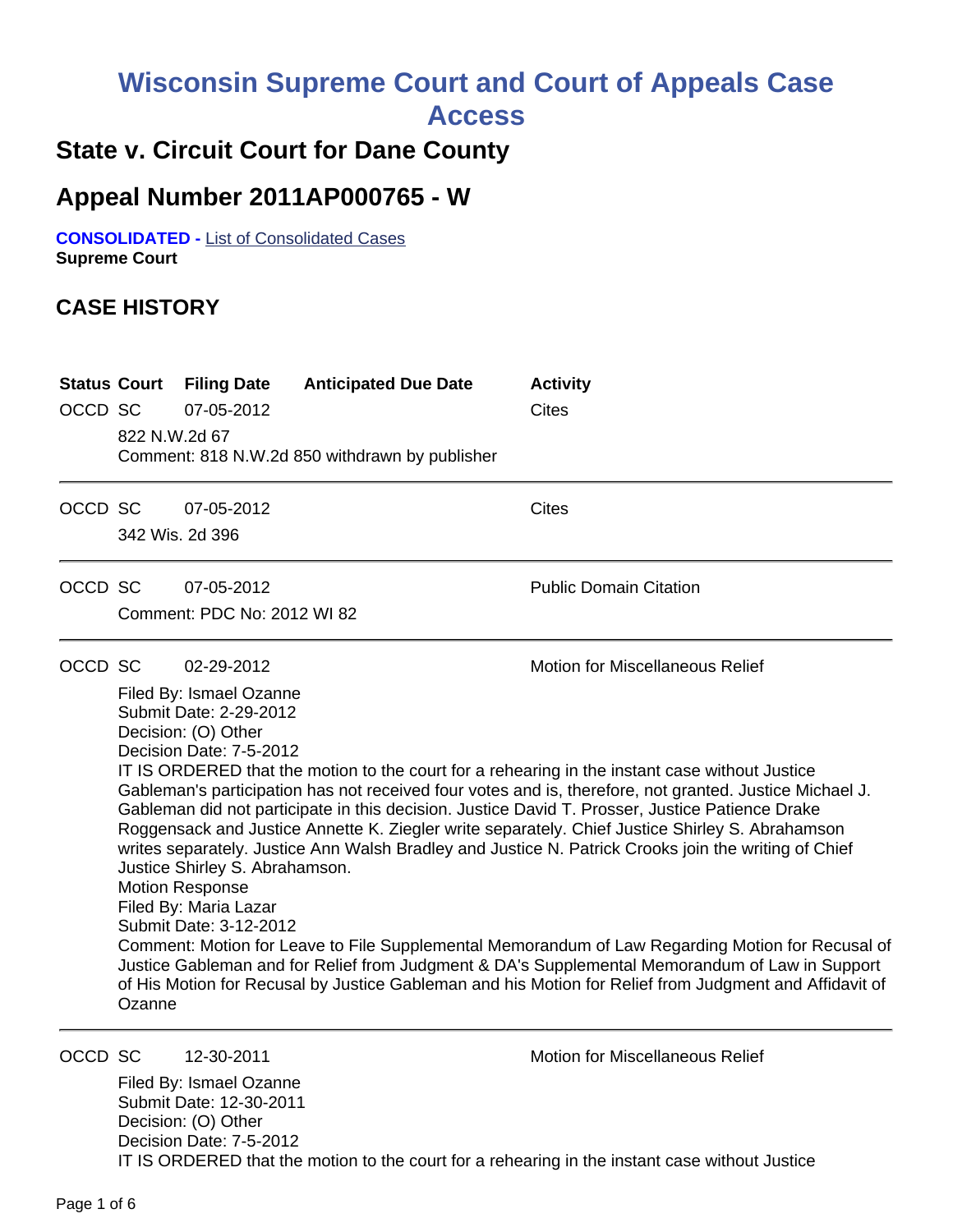# Wisconsin Supreme Court and Court of Appeals Case Access

## State v. Circuit Court for Dane County

## Appeal Number 2011AP000765 - W

**CONSOLIDATED -** List of Consolidated Cases
**Supreme Court**

## CASE HISTORY

| Status | Court | Filing Date | Anticipated Due Date | Activity |
|---|---|---|---|---|
| OCCD | SC | 07-05-2012 | | Cites |

822 N.W.2d 67
Comment: 818 N.W.2d 850 withdrawn by publisher

---

| Status | Court | Filing Date | Anticipated Due Date | Activity |
|---|---|---|---|---|
| OCCD | SC | 07-05-2012 | | Cites |

342 Wis. 2d 396

---

| Status | Court | Filing Date | Anticipated Due Date | Activity |
|---|---|---|---|---|
| OCCD | SC | 07-05-2012 | | Public Domain Citation |

Comment: PDC No: 2012 WI 82

---

| Status | Court | Filing Date | Anticipated Due Date | Activity |
|---|---|---|---|---|
| OCCD | SC | 02-29-2012 | | Motion for Miscellaneous Relief |

Filed By: Ismael Ozanne
Submit Date: 2-29-2012
Decision: (O) Other
Decision Date: 7-5-2012
IT IS ORDERED that the motion to the court for a rehearing in the instant case without Justice Gableman's participation has not received four votes and is, therefore, not granted. Justice Michael J. Gableman did not participate in this decision. Justice David T. Prosser, Justice Patience Drake Roggensack and Justice Annette K. Ziegler write separately. Chief Justice Shirley S. Abrahamson writes separately. Justice Ann Walsh Bradley and Justice N. Patrick Crooks join the writing of Chief Justice Shirley S. Abrahamson.
Motion Response
Filed By: Maria Lazar
Submit Date: 3-12-2012
Comment: Motion for Leave to File Supplemental Memorandum of Law Regarding Motion for Recusal of Justice Gableman and for Relief from Judgment & DA's Supplemental Memorandum of Law in Support of His Motion for Recusal by Justice Gableman and his Motion for Relief from Judgment and Affidavit of Ozanne

---

| Status | Court | Filing Date | Anticipated Due Date | Activity |
|---|---|---|---|---|
| OCCD | SC | 12-30-2011 | | Motion for Miscellaneous Relief |

Filed By: Ismael Ozanne
Submit Date: 12-30-2011
Decision: (O) Other
Decision Date: 7-5-2012
IT IS ORDERED that the motion to the court for a rehearing in the instant case without Justice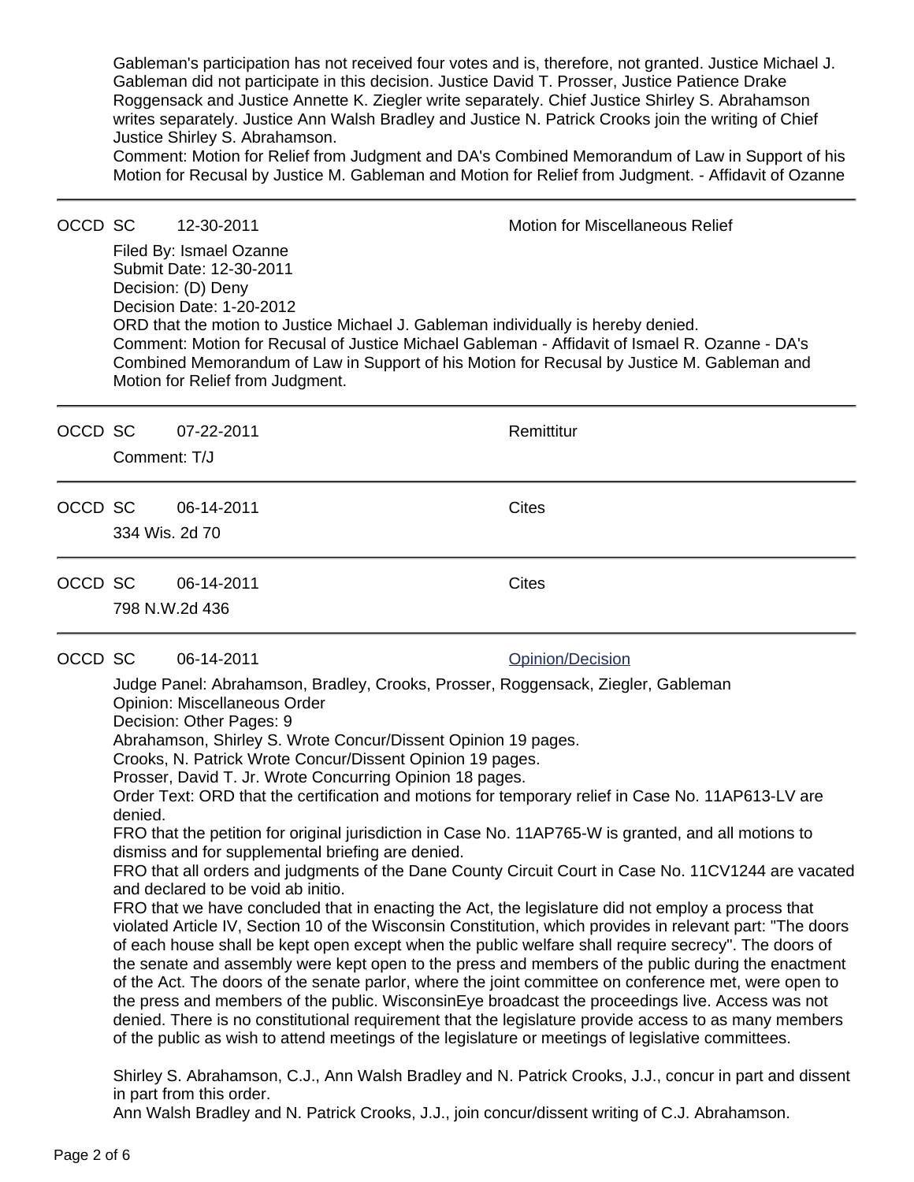Gableman's participation has not received four votes and is, therefore, not granted. Justice Michael J. Gableman did not participate in this decision. Justice David T. Prosser, Justice Patience Drake Roggensack and Justice Annette K. Ziegler write separately. Chief Justice Shirley S. Abrahamson writes separately. Justice Ann Walsh Bradley and Justice N. Patrick Crooks join the writing of Chief Justice Shirley S. Abrahamson.
Comment: Motion for Relief from Judgment and DA's Combined Memorandum of Law in Support of his Motion for Recusal by Justice M. Gableman and Motion for Relief from Judgment. - Affidavit of Ozanne

---

OCCD SC 12-30-2011 Motion for Miscellaneous Relief

Filed By: Ismael Ozanne
Submit Date: 12-30-2011
Decision: (D) Deny
Decision Date: 1-20-2012
ORD that the motion to Justice Michael J. Gableman individually is hereby denied.
Comment: Motion for Recusal of Justice Michael Gableman - Affidavit of Ismael R. Ozanne - DA's Combined Memorandum of Law in Support of his Motion for Recusal by Justice M. Gableman and Motion for Relief from Judgment.

---

OCCD SC 07-22-2011 Remittitur

Comment: T/J

---

OCCD SC 06-14-2011 Cites

334 Wis. 2d 70

---

OCCD SC 06-14-2011 Cites

798 N.W.2d 436

---

OCCD SC 06-14-2011 Opinion/Decision

Judge Panel: Abrahamson, Bradley, Crooks, Prosser, Roggensack, Ziegler, Gableman
Opinion: Miscellaneous Order
Decision: Other Pages: 9
Abrahamson, Shirley S. Wrote Concur/Dissent Opinion 19 pages.
Crooks, N. Patrick Wrote Concur/Dissent Opinion 19 pages.
Prosser, David T. Jr. Wrote Concurring Opinion 18 pages.
Order Text: ORD that the certification and motions for temporary relief in Case No. 11AP613-LV are denied.
FRO that the petition for original jurisdiction in Case No. 11AP765-W is granted, and all motions to dismiss and for supplemental briefing are denied.
FRO that all orders and judgments of the Dane County Circuit Court in Case No. 11CV1244 are vacated and declared to be void ab initio.
FRO that we have concluded that in enacting the Act, the legislature did not employ a process that violated Article IV, Section 10 of the Wisconsin Constitution, which provides in relevant part: "The doors of each house shall be kept open except when the public welfare shall require secrecy". The doors of the senate and assembly were kept open to the press and members of the public during the enactment of the Act. The doors of the senate parlor, where the joint committee on conference met, were open to the press and members of the public. WisconsinEye broadcast the proceedings live. Access was not denied. There is no constitutional requirement that the legislature provide access to as many members of the public as wish to attend meetings of the legislature or meetings of legislative committees.

Shirley S. Abrahamson, C.J., Ann Walsh Bradley and N. Patrick Crooks, J.J., concur in part and dissent in part from this order.
Ann Walsh Bradley and N. Patrick Crooks, J.J., join concur/dissent writing of C.J. Abrahamson.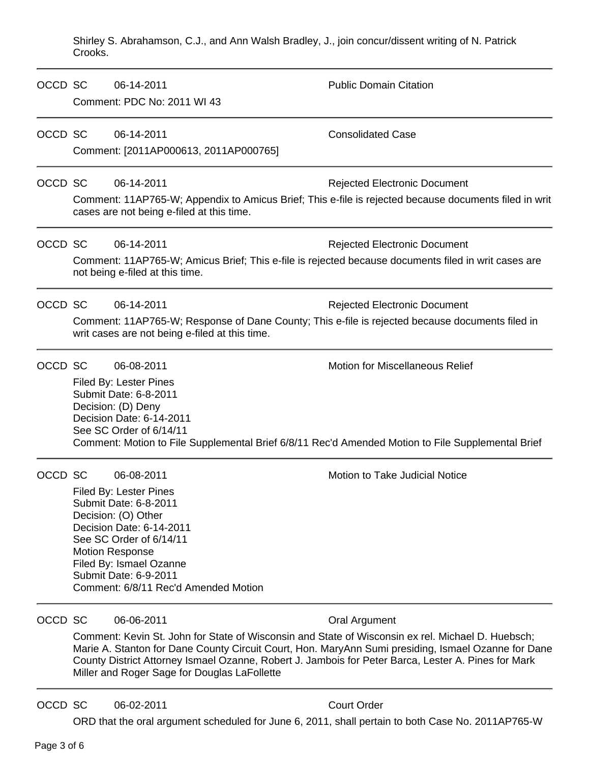Shirley S. Abrahamson, C.J., and Ann Walsh Bradley, J., join concur/dissent writing of N. Patrick Crooks.

---

OCCD SC 06-14-2011 Public Domain Citation

Comment: PDC No: 2011 WI 43

---

OCCD SC 06-14-2011 Consolidated Case

Comment: [2011AP000613, 2011AP000765]

---

OCCD SC 06-14-2011 Rejected Electronic Document

Comment: 11AP765-W; Appendix to Amicus Brief; This e-file is rejected because documents filed in writ cases are not being e-filed at this time.

---

OCCD SC 06-14-2011 Rejected Electronic Document

Comment: 11AP765-W; Amicus Brief; This e-file is rejected because documents filed in writ cases are not being e-filed at this time.

---

OCCD SC 06-14-2011 Rejected Electronic Document

Comment: 11AP765-W; Response of Dane County; This e-file is rejected because documents filed in writ cases are not being e-filed at this time.

---

OCCD SC 06-08-2011 Motion for Miscellaneous Relief

Filed By: Lester Pines
Submit Date: 6-8-2011
Decision: (D) Deny
Decision Date: 6-14-2011
See SC Order of 6/14/11
Comment: Motion to File Supplemental Brief 6/8/11 Rec'd Amended Motion to File Supplemental Brief

---

OCCD SC 06-08-2011 Motion to Take Judicial Notice

Filed By: Lester Pines
Submit Date: 6-8-2011
Decision: (O) Other
Decision Date: 6-14-2011
See SC Order of 6/14/11
Motion Response
Filed By: Ismael Ozanne
Submit Date: 6-9-2011
Comment: 6/8/11 Rec'd Amended Motion

---

OCCD SC 06-06-2011 Oral Argument

Comment: Kevin St. John for State of Wisconsin and State of Wisconsin ex rel. Michael D. Huebsch; Marie A. Stanton for Dane County Circuit Court, Hon. MaryAnn Sumi presiding, Ismael Ozanne for Dane County District Attorney Ismael Ozanne, Robert J. Jambois for Peter Barca, Lester A. Pines for Mark Miller and Roger Sage for Douglas LaFollette

---

OCCD SC 06-02-2011 Court Order

ORD that the oral argument scheduled for June 6, 2011, shall pertain to both Case No. 2011AP765-W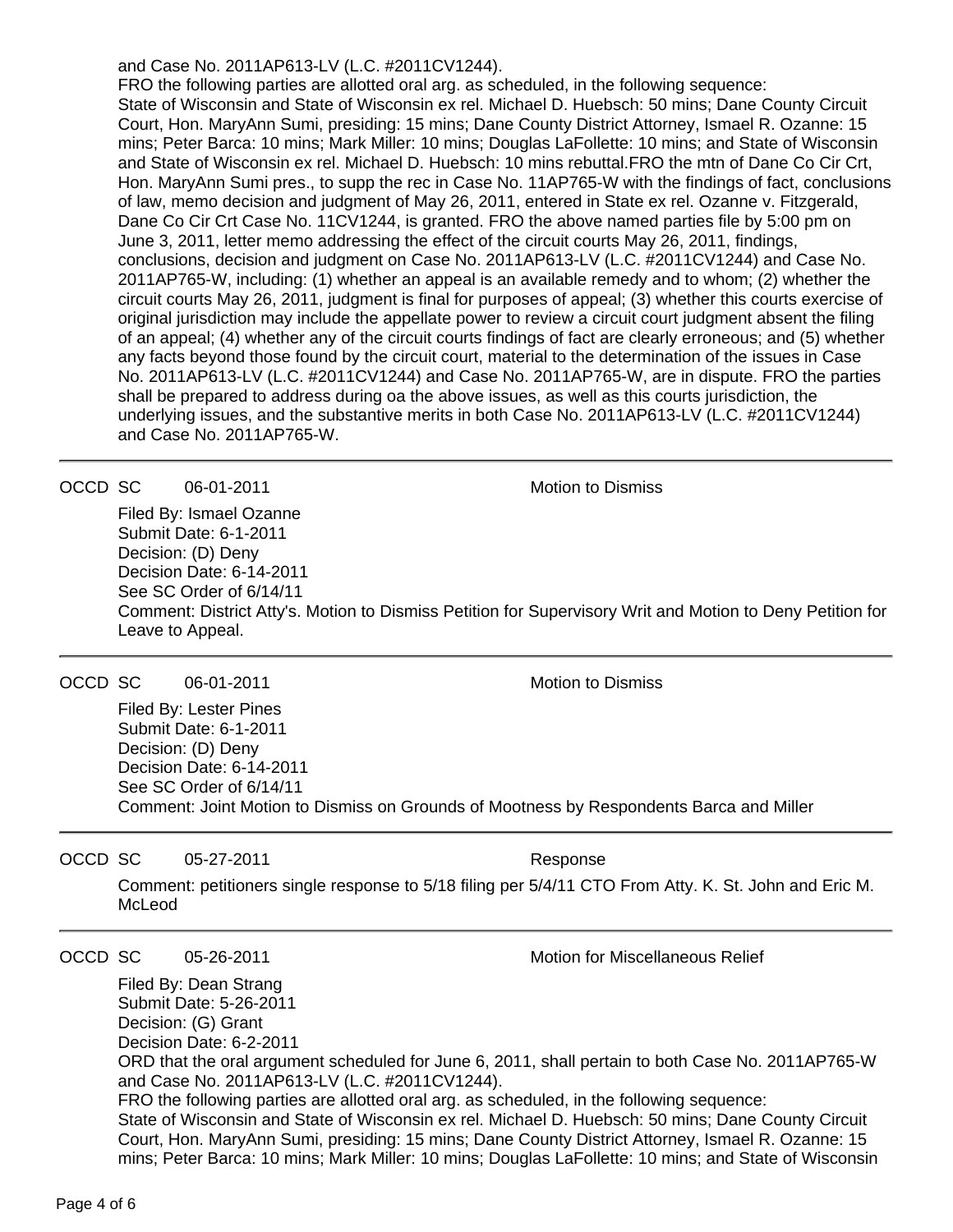and Case No. 2011AP613-LV (L.C. #2011CV1244).
FRO the following parties are allotted oral arg. as scheduled, in the following sequence:
State of Wisconsin and State of Wisconsin ex rel. Michael D. Huebsch: 50 mins; Dane County Circuit Court, Hon. MaryAnn Sumi, presiding: 15 mins; Dane County District Attorney, Ismael R. Ozanne: 15 mins; Peter Barca: 10 mins; Mark Miller: 10 mins; Douglas LaFollette: 10 mins; and State of Wisconsin and State of Wisconsin ex rel. Michael D. Huebsch: 10 mins rebuttal.FRO the mtn of Dane Co Cir Crt, Hon. MaryAnn Sumi pres., to supp the rec in Case No. 11AP765-W with the findings of fact, conclusions of law, memo decision and judgment of May 26, 2011, entered in State ex rel. Ozanne v. Fitzgerald, Dane Co Cir Crt Case No. 11CV1244, is granted. FRO the above named parties file by 5:00 pm on June 3, 2011, letter memo addressing the effect of the circuit courts May 26, 2011, findings, conclusions, decision and judgment on Case No. 2011AP613-LV (L.C. #2011CV1244) and Case No. 2011AP765-W, including: (1) whether an appeal is an available remedy and to whom; (2) whether the circuit courts May 26, 2011, judgment is final for purposes of appeal; (3) whether this courts exercise of original jurisdiction may include the appellate power to review a circuit court judgment absent the filing of an appeal; (4) whether any of the circuit courts findings of fact are clearly erroneous; and (5) whether any facts beyond those found by the circuit court, material to the determination of the issues in Case No. 2011AP613-LV (L.C. #2011CV1244) and Case No. 2011AP765-W, are in dispute. FRO the parties shall be prepared to address during oa the above issues, as well as this courts jurisdiction, the underlying issues, and the substantive merits in both Case No. 2011AP613-LV (L.C. #2011CV1244) and Case No. 2011AP765-W.

---

OCCD SC 06-01-2011 Motion to Dismiss

Filed By: Ismael Ozanne
Submit Date: 6-1-2011
Decision: (D) Deny
Decision Date: 6-14-2011
See SC Order of 6/14/11
Comment: District Atty's. Motion to Dismiss Petition for Supervisory Writ and Motion to Deny Petition for Leave to Appeal.

---

OCCD SC 06-01-2011 Motion to Dismiss

Filed By: Lester Pines
Submit Date: 6-1-2011
Decision: (D) Deny
Decision Date: 6-14-2011
See SC Order of 6/14/11
Comment: Joint Motion to Dismiss on Grounds of Mootness by Respondents Barca and Miller

---

OCCD SC 05-27-2011 Response

Comment: petitioners single response to 5/18 filing per 5/4/11 CTO From Atty. K. St. John and Eric M. McLeod

---

OCCD SC 05-26-2011 Motion for Miscellaneous Relief

Filed By: Dean Strang
Submit Date: 5-26-2011
Decision: (G) Grant
Decision Date: 6-2-2011
ORD that the oral argument scheduled for June 6, 2011, shall pertain to both Case No. 2011AP765-W and Case No. 2011AP613-LV (L.C. #2011CV1244).
FRO the following parties are allotted oral arg. as scheduled, in the following sequence:
State of Wisconsin and State of Wisconsin ex rel. Michael D. Huebsch: 50 mins; Dane County Circuit Court, Hon. MaryAnn Sumi, presiding: 15 mins; Dane County District Attorney, Ismael R. Ozanne: 15 mins; Peter Barca: 10 mins; Mark Miller: 10 mins; Douglas LaFollette: 10 mins; and State of Wisconsin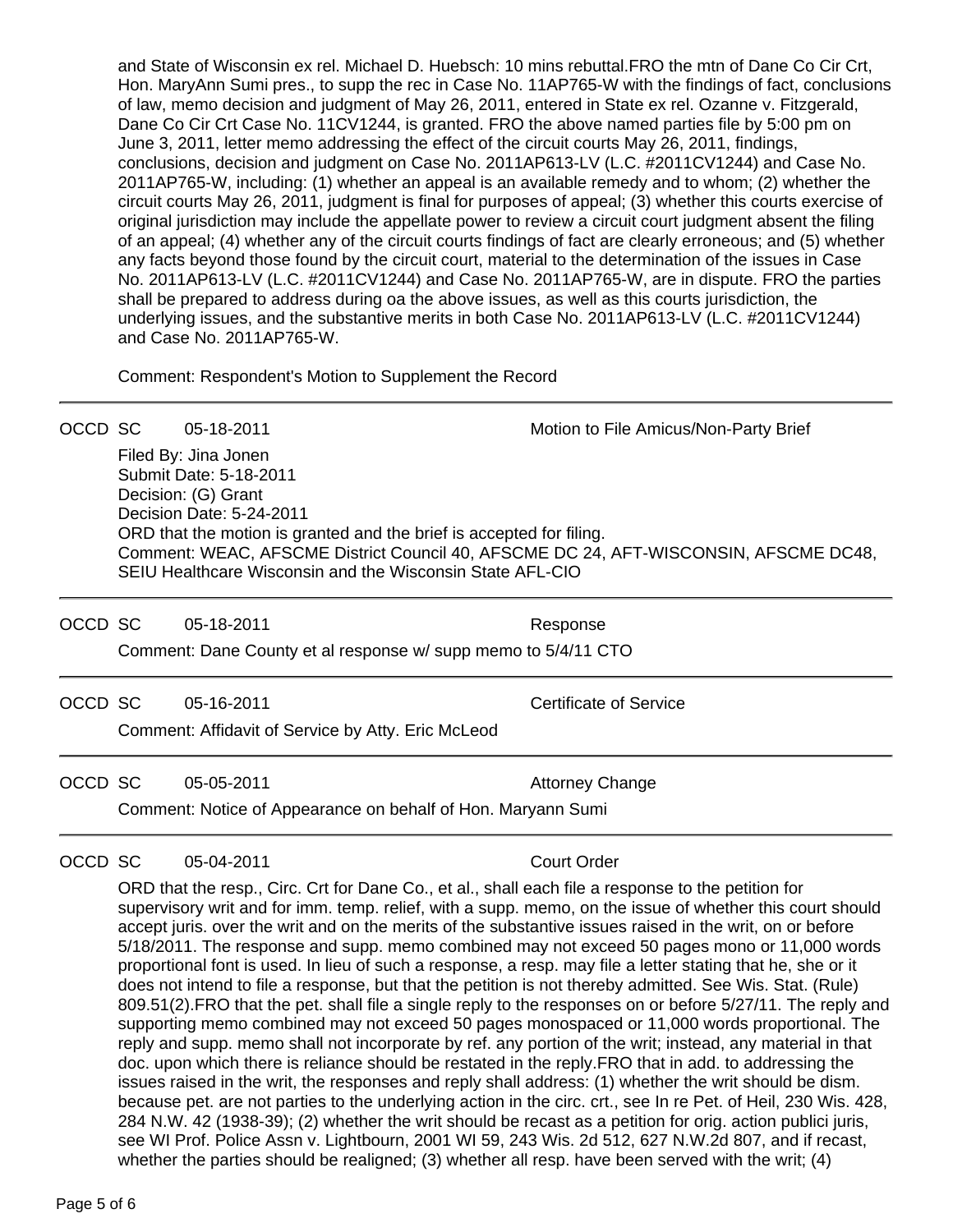and State of Wisconsin ex rel. Michael D. Huebsch: 10 mins rebuttal.FRO the mtn of Dane Co Cir Crt, Hon. MaryAnn Sumi pres., to supp the rec in Case No. 11AP765-W with the findings of fact, conclusions of law, memo decision and judgment of May 26, 2011, entered in State ex rel. Ozanne v. Fitzgerald, Dane Co Cir Crt Case No. 11CV1244, is granted. FRO the above named parties file by 5:00 pm on June 3, 2011, letter memo addressing the effect of the circuit courts May 26, 2011, findings, conclusions, decision and judgment on Case No. 2011AP613-LV (L.C. #2011CV1244) and Case No. 2011AP765-W, including: (1) whether an appeal is an available remedy and to whom; (2) whether the circuit courts May 26, 2011, judgment is final for purposes of appeal; (3) whether this courts exercise of original jurisdiction may include the appellate power to review a circuit court judgment absent the filing of an appeal; (4) whether any of the circuit courts findings of fact are clearly erroneous; and (5) whether any facts beyond those found by the circuit court, material to the determination of the issues in Case No. 2011AP613-LV (L.C. #2011CV1244) and Case No. 2011AP765-W, are in dispute. FRO the parties shall be prepared to address during oa the above issues, as well as this courts jurisdiction, the underlying issues, and the substantive merits in both Case No. 2011AP613-LV (L.C. #2011CV1244) and Case No. 2011AP765-W.

Comment: Respondent's Motion to Supplement the Record

---

OCCD SC 05-18-2011 Motion to File Amicus/Non-Party Brief

Filed By: Jina Jonen
Submit Date: 5-18-2011
Decision: (G) Grant
Decision Date: 5-24-2011
ORD that the motion is granted and the brief is accepted for filing.
Comment: WEAC, AFSCME District Council 40, AFSCME DC 24, AFT-WISCONSIN, AFSCME DC48, SEIU Healthcare Wisconsin and the Wisconsin State AFL-CIO

---

OCCD SC 05-18-2011 Response

Comment: Dane County et al response w/ supp memo to 5/4/11 CTO

---

OCCD SC 05-16-2011 Certificate of Service

Comment: Affidavit of Service by Atty. Eric McLeod

---

OCCD SC 05-05-2011 Attorney Change

Comment: Notice of Appearance on behalf of Hon. Maryann Sumi

---

OCCD SC 05-04-2011 Court Order

ORD that the resp., Circ. Crt for Dane Co., et al., shall each file a response to the petition for supervisory writ and for imm. temp. relief, with a supp. memo, on the issue of whether this court should accept juris. over the writ and on the merits of the substantive issues raised in the writ, on or before 5/18/2011. The response and supp. memo combined may not exceed 50 pages mono or 11,000 words proportional font is used. In lieu of such a response, a resp. may file a letter stating that he, she or it does not intend to file a response, but that the petition is not thereby admitted. See Wis. Stat. (Rule) 809.51(2).FRO that the pet. shall file a single reply to the responses on or before 5/27/11. The reply and supporting memo combined may not exceed 50 pages monospaced or 11,000 words proportional. The reply and supp. memo shall not incorporate by ref. any portion of the writ; instead, any material in that doc. upon which there is reliance should be restated in the reply.FRO that in add. to addressing the issues raised in the writ, the responses and reply shall address: (1) whether the writ should be dism. because pet. are not parties to the underlying action in the circ. crt., see In re Pet. of Heil, 230 Wis. 428, 284 N.W. 42 (1938-39); (2) whether the writ should be recast as a petition for orig. action publici juris, see WI Prof. Police Assn v. Lightbourn, 2001 WI 59, 243 Wis. 2d 512, 627 N.W.2d 807, and if recast, whether the parties should be realigned; (3) whether all resp. have been served with the writ; (4)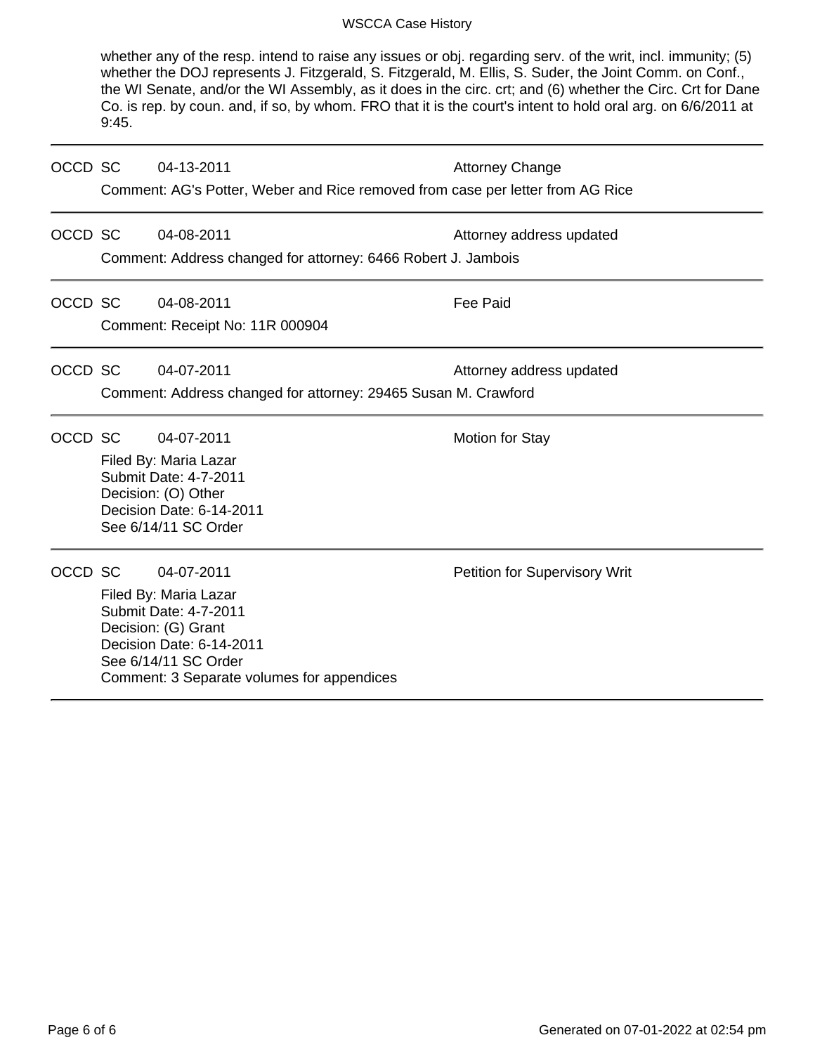whether any of the resp. intend to raise any issues or obj. regarding serv. of the writ, incl. immunity; (5) whether the DOJ represents J. Fitzgerald, S. Fitzgerald, M. Ellis, S. Suder, the Joint Comm. on Conf., the WI Senate, and/or the WI Assembly, as it does in the circ. crt; and (6) whether the Circ. Crt for Dane Co. is rep. by coun. and, if so, by whom. FRO that it is the court's intent to hold oral arg. on 6/6/2011 at 9:45.

---

OCCD SC 04-13-2011 Attorney Change

Comment: AG's Potter, Weber and Rice removed from case per letter from AG Rice

---

OCCD SC 04-08-2011 Attorney address updated

Comment: Address changed for attorney: 6466 Robert J. Jambois

---

OCCD SC 04-08-2011 Fee Paid

Comment: Receipt No: 11R 000904

---

OCCD SC 04-07-2011 Attorney address updated

Comment: Address changed for attorney: 29465 Susan M. Crawford

---

OCCD SC 04-07-2011 Motion for Stay

Filed By: Maria Lazar
Submit Date: 4-7-2011
Decision: (O) Other
Decision Date: 6-14-2011
See 6/14/11 SC Order

---

OCCD SC 04-07-2011 Petition for Supervisory Writ

Filed By: Maria Lazar
Submit Date: 4-7-2011
Decision: (G) Grant
Decision Date: 6-14-2011
See 6/14/11 SC Order
Comment: 3 Separate volumes for appendices

---